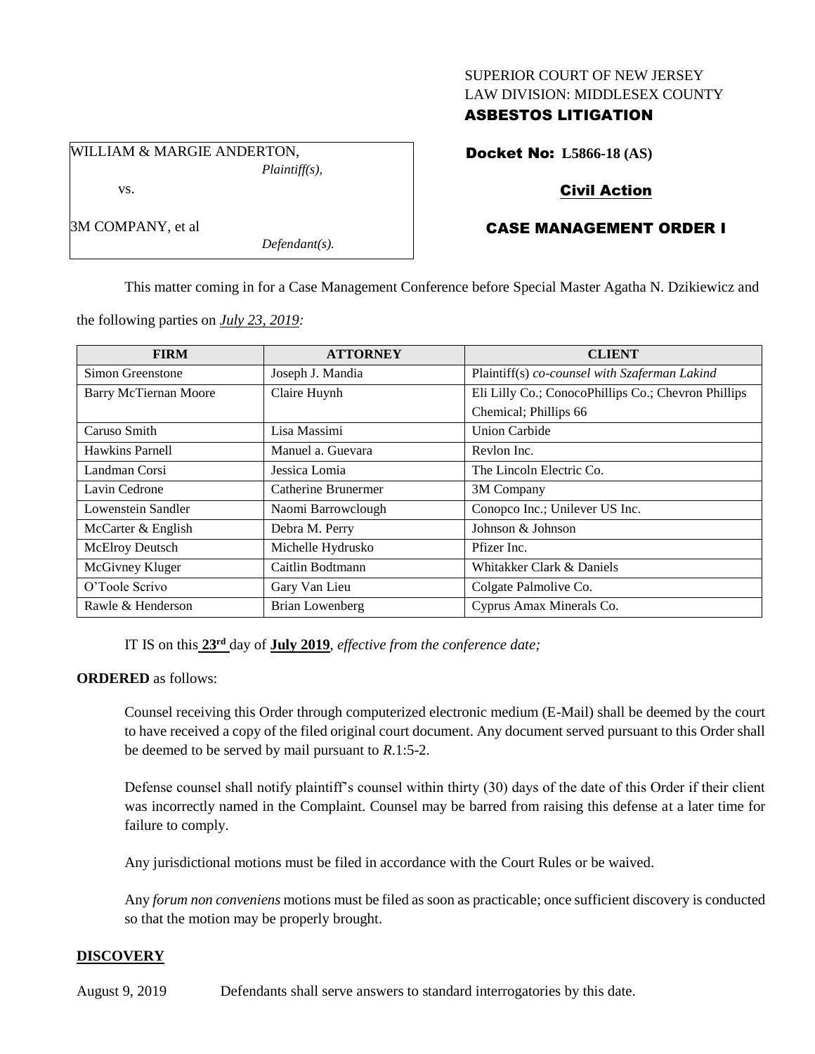SUPERIOR COURT OF NEW JERSEY
LAW DIVISION: MIDDLESEX COUNTY

**ASBESTOS LITIGATION**

WILLIAM & MARGIE ANDERTON,
*Plaintiff(s),*

vs.

3M COMPANY, et al
*Defendant(s).*

**Docket No: L5866-18 (AS)**

**Civil Action**

**CASE MANAGEMENT ORDER I**

This matter coming in for a Case Management Conference before Special Master Agatha N. Dzikiewicz and the following parties on *July 23, 2019:*

| FIRM | ATTORNEY | CLIENT |
|---|---|---|
| Simon Greenstone | Joseph J. Mandia | Plaintiff(s) *co-counsel with Szaferman Lakind* |
| Barry McTiernan Moore | Claire Huynh | Eli Lilly Co.; ConocoPhillips Co.; Chevron Phillips Chemical; Phillips 66 |
| Caruso Smith | Lisa Massimi | Union Carbide |
| Hawkins Parnell | Manuel a. Guevara | Revlon Inc. |
| Landman Corsi | Jessica Lomia | The Lincoln Electric Co. |
| Lavin Cedrone | Catherine Brunermer | 3M Company |
| Lowenstein Sandler | Naomi Barrowclough | Conopco Inc.; Unilever US Inc. |
| McCarter & English | Debra M. Perry | Johnson & Johnson |
| McElroy Deutsch | Michelle Hydrusko | Pfizer Inc. |
| McGivney Kluger | Caitlin Bodtmann | Whitakker Clark & Daniels |
| O'Toole Scrivo | Gary Van Lieu | Colgate Palmolive Co. |
| Rawle & Henderson | Brian Lowenberg | Cyprus Amax Minerals Co. |

IT IS on this **23rd** day of **July 2019**, *effective from the conference date;*

**ORDERED** as follows:

Counsel receiving this Order through computerized electronic medium (E-Mail) shall be deemed by the court to have received a copy of the filed original court document. Any document served pursuant to this Order shall be deemed to be served by mail pursuant to *R*.1:5-2.

Defense counsel shall notify plaintiff's counsel within thirty (30) days of the date of this Order if their client was incorrectly named in the Complaint. Counsel may be barred from raising this defense at a later time for failure to comply.

Any jurisdictional motions must be filed in accordance with the Court Rules or be waived.

Any *forum non conveniens* motions must be filed as soon as practicable; once sufficient discovery is conducted so that the motion may be properly brought.

## DISCOVERY

August 9, 2019 Defendants shall serve answers to standard interrogatories by this date.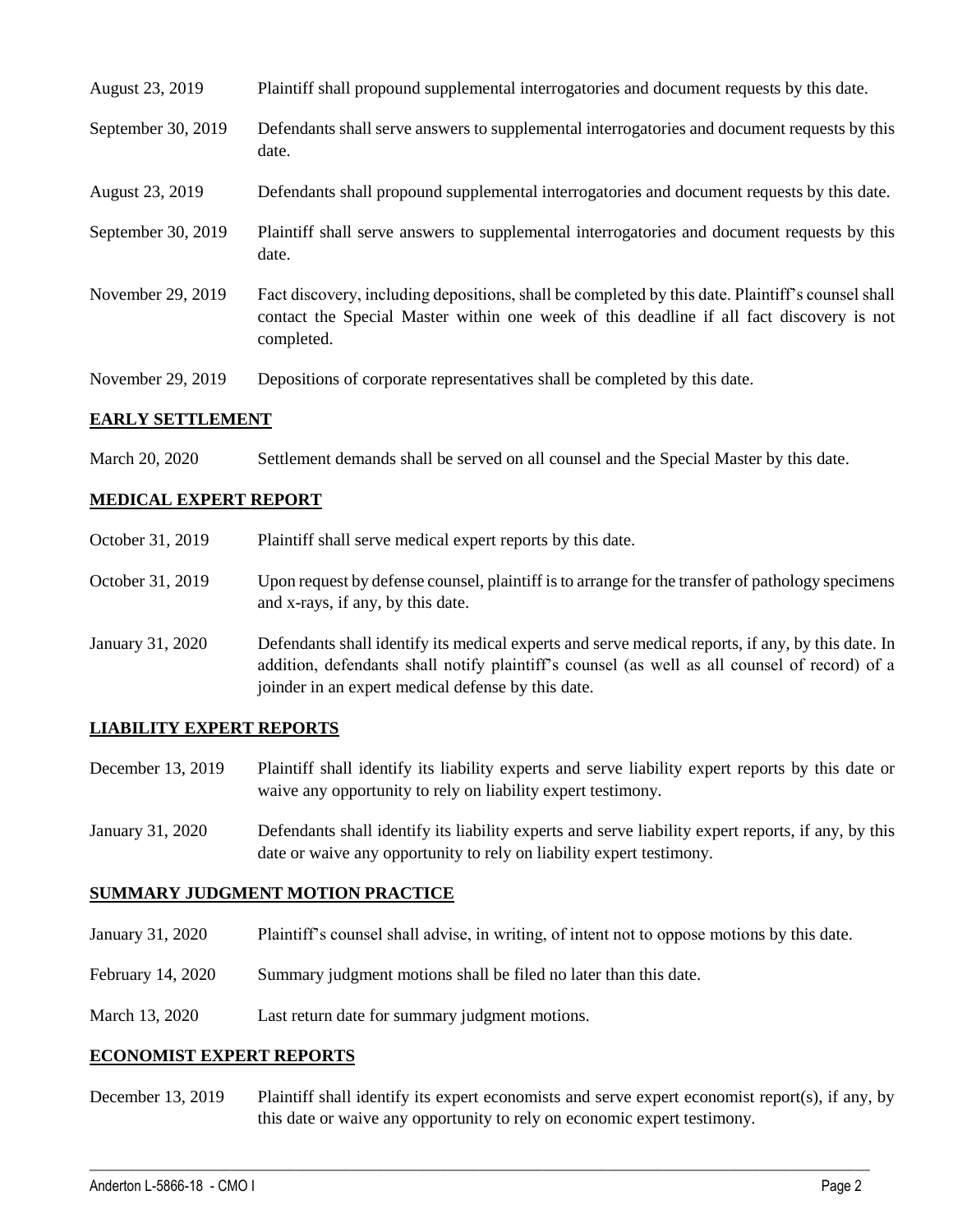| | |
|---|---|
| August 23, 2019 | Plaintiff shall propound supplemental interrogatories and document requests by this date. |
| September 30, 2019 | Defendants shall serve answers to supplemental interrogatories and document requests by this date. |
| August 23, 2019 | Defendants shall propound supplemental interrogatories and document requests by this date. |
| September 30, 2019 | Plaintiff shall serve answers to supplemental interrogatories and document requests by this date. |
| November 29, 2019 | Fact discovery, including depositions, shall be completed by this date. Plaintiff's counsel shall contact the Special Master within one week of this deadline if all fact discovery is not completed. |
| November 29, 2019 | Depositions of corporate representatives shall be completed by this date. |

## EARLY SETTLEMENT

| | |
|---|---|
| March 20, 2020 | Settlement demands shall be served on all counsel and the Special Master by this date. |

## MEDICAL EXPERT REPORT

| | |
|---|---|
| October 31, 2019 | Plaintiff shall serve medical expert reports by this date. |
| October 31, 2019 | Upon request by defense counsel, plaintiff is to arrange for the transfer of pathology specimens and x-rays, if any, by this date. |
| January 31, 2020 | Defendants shall identify its medical experts and serve medical reports, if any, by this date. In addition, defendants shall notify plaintiff's counsel (as well as all counsel of record) of a joinder in an expert medical defense by this date. |

## LIABILITY EXPERT REPORTS

| | |
|---|---|
| December 13, 2019 | Plaintiff shall identify its liability experts and serve liability expert reports by this date or waive any opportunity to rely on liability expert testimony. |
| January 31, 2020 | Defendants shall identify its liability experts and serve liability expert reports, if any, by this date or waive any opportunity to rely on liability expert testimony. |

## SUMMARY JUDGMENT MOTION PRACTICE

| | |
|---|---|
| January 31, 2020 | Plaintiff's counsel shall advise, in writing, of intent not to oppose motions by this date. |
| February 14, 2020 | Summary judgment motions shall be filed no later than this date. |
| March 13, 2020 | Last return date for summary judgment motions. |

## ECONOMIST EXPERT REPORTS

| | |
|---|---|
| December 13, 2019 | Plaintiff shall identify its expert economists and serve expert economist report(s), if any, by this date or waive any opportunity to rely on economic expert testimony. |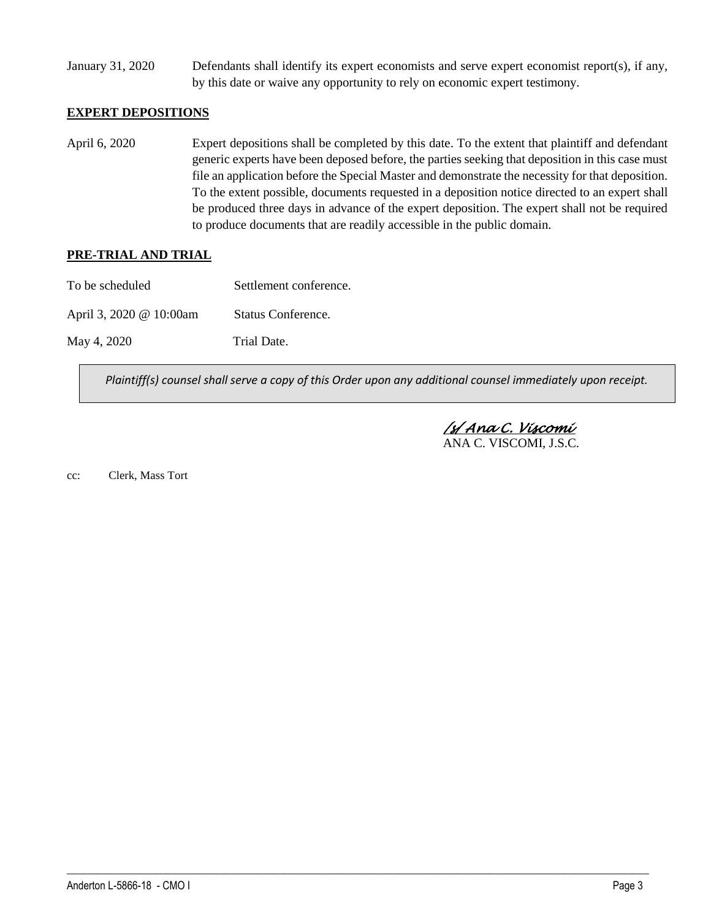| | |
|---|---|
| January 31, 2020 | Defendants shall identify its expert economists and serve expert economist report(s), if any, by this date or waive any opportunity to rely on economic expert testimony. |

**EXPERT DEPOSITIONS**

| | |
|---|---|
| April 6, 2020 | Expert depositions shall be completed by this date. To the extent that plaintiff and defendant generic experts have been deposed before, the parties seeking that deposition in this case must file an application before the Special Master and demonstrate the necessity for that deposition. To the extent possible, documents requested in a deposition notice directed to an expert shall be produced three days in advance of the expert deposition. The expert shall not be required to produce documents that are readily accessible in the public domain. |

**PRE-TRIAL AND TRIAL**

| | |
|---|---|
| To be scheduled | Settlement conference. |
| April 3, 2020 @ 10:00am | Status Conference. |
| May 4, 2020 | Trial Date. |

*Plaintiff(s) counsel shall serve a copy of this Order upon any additional counsel immediately upon receipt.*

/s/ Ana C. Viscomi
ANA C. VISCOMI, J.S.C.

cc: Clerk, Mass Tort

Anderton L-5866-18 - CMO I